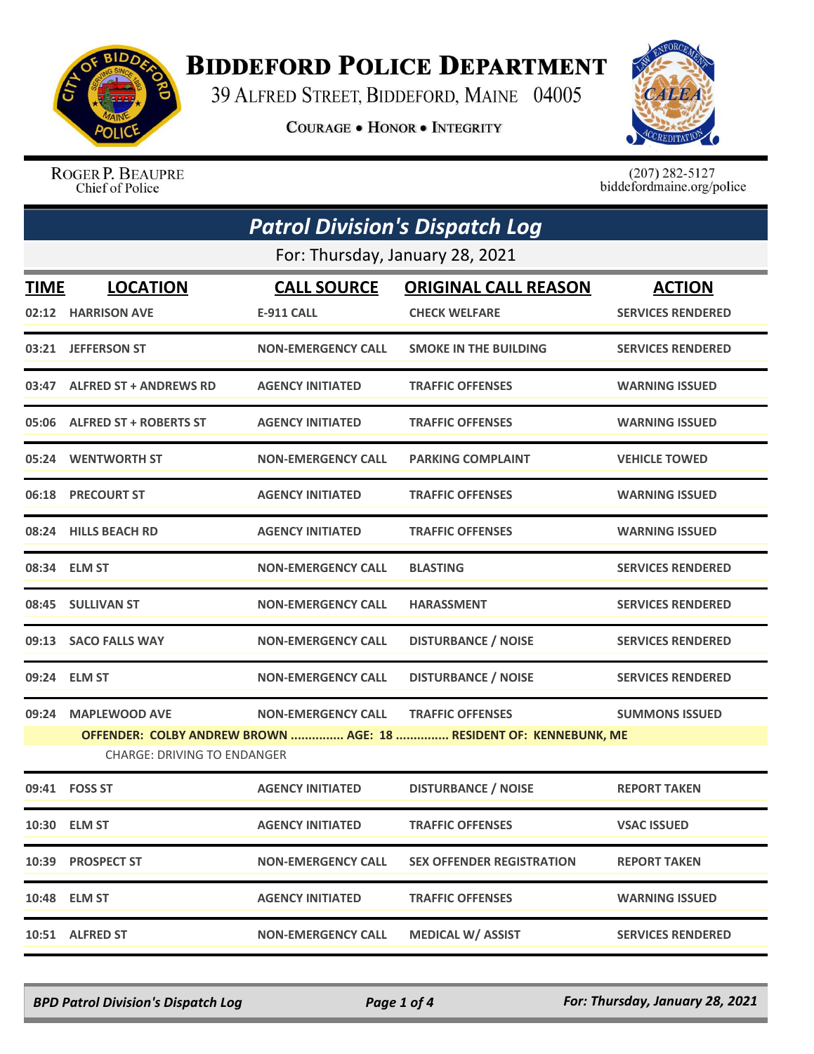# BIDDEFORD POLICE DEPARTMENT

39 ALFRED STREET, BIDDEFORD, MAINE 04005

COURAGE • HONOR • INTEGRITY

ROGER P. BEAUPRE
Chief of Police

(207) 282-5127
biddefordmaine.org/police

## Patrol Division's Dispatch Log

For: Thursday, January 28, 2021

| TIME | LOCATION | CALL SOURCE | ORIGINAL CALL REASON | ACTION |
|---|---|---|---|---|
| 02:12 | HARRISON AVE | E-911 CALL | CHECK WELFARE | SERVICES RENDERED |
| 03:21 | JEFFERSON ST | NON-EMERGENCY CALL | SMOKE IN THE BUILDING | SERVICES RENDERED |
| 03:47 | ALFRED ST + ANDREWS RD | AGENCY INITIATED | TRAFFIC OFFENSES | WARNING ISSUED |
| 05:06 | ALFRED ST + ROBERTS ST | AGENCY INITIATED | TRAFFIC OFFENSES | WARNING ISSUED |
| 05:24 | WENTWORTH ST | NON-EMERGENCY CALL | PARKING COMPLAINT | VEHICLE TOWED |
| 06:18 | PRECOURT ST | AGENCY INITIATED | TRAFFIC OFFENSES | WARNING ISSUED |
| 08:24 | HILLS BEACH RD | AGENCY INITIATED | TRAFFIC OFFENSES | WARNING ISSUED |
| 08:34 | ELM ST | NON-EMERGENCY CALL | BLASTING | SERVICES RENDERED |
| 08:45 | SULLIVAN ST | NON-EMERGENCY CALL | HARASSMENT | SERVICES RENDERED |
| 09:13 | SACO FALLS WAY | NON-EMERGENCY CALL | DISTURBANCE / NOISE | SERVICES RENDERED |
| 09:24 | ELM ST | NON-EMERGENCY CALL | DISTURBANCE / NOISE | SERVICES RENDERED |
| 09:24 | MAPLEWOOD AVE | NON-EMERGENCY CALL | TRAFFIC OFFENSES | SUMMONS ISSUED |
| | OFFENDER: COLBY ANDREW BROWN ............... AGE: 18 ............... RESIDENT OF: KENNEBUNK, ME<br>CHARGE: DRIVING TO ENDANGER | | | |
| 09:41 | FOSS ST | AGENCY INITIATED | DISTURBANCE / NOISE | REPORT TAKEN |
| 10:30 | ELM ST | AGENCY INITIATED | TRAFFIC OFFENSES | VSAC ISSUED |
| 10:39 | PROSPECT ST | NON-EMERGENCY CALL | SEX OFFENDER REGISTRATION | REPORT TAKEN |
| 10:48 | ELM ST | AGENCY INITIATED | TRAFFIC OFFENSES | WARNING ISSUED |
| 10:51 | ALFRED ST | NON-EMERGENCY CALL | MEDICAL W/ ASSIST | SERVICES RENDERED |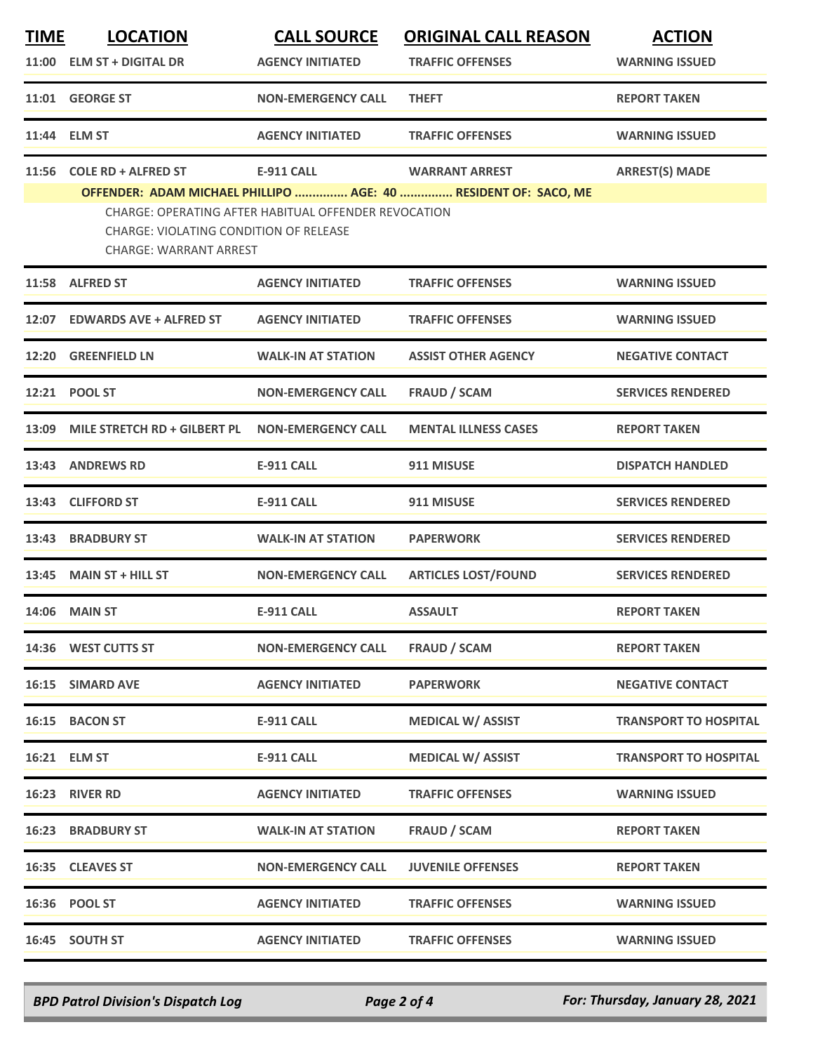| TIME | LOCATION | CALL SOURCE | ORIGINAL CALL REASON | ACTION |
|---|---|---|---|---|
| 11:00 | ELM ST + DIGITAL DR | AGENCY INITIATED | TRAFFIC OFFENSES | WARNING ISSUED |
| 11:01 | GEORGE ST | NON-EMERGENCY CALL | THEFT | REPORT TAKEN |
| 11:44 | ELM ST | AGENCY INITIATED | TRAFFIC OFFENSES | WARNING ISSUED |
| 11:56 | COLE RD + ALFRED ST | E-911 CALL | WARRANT ARREST | ARREST(S) MADE |
| | OFFENDER: ADAM MICHAEL PHILLIPO ............... AGE: 40 ............... RESIDENT OF: SACO, ME<br>CHARGE: OPERATING AFTER HABITUAL OFFENDER REVOCATION<br>CHARGE: VIOLATING CONDITION OF RELEASE<br>CHARGE: WARRANT ARREST | | | |
| 11:58 | ALFRED ST | AGENCY INITIATED | TRAFFIC OFFENSES | WARNING ISSUED |
| 12:07 | EDWARDS AVE + ALFRED ST | AGENCY INITIATED | TRAFFIC OFFENSES | WARNING ISSUED |
| 12:20 | GREENFIELD LN | WALK-IN AT STATION | ASSIST OTHER AGENCY | NEGATIVE CONTACT |
| 12:21 | POOL ST | NON-EMERGENCY CALL | FRAUD / SCAM | SERVICES RENDERED |
| 13:09 | MILE STRETCH RD + GILBERT PL | NON-EMERGENCY CALL | MENTAL ILLNESS CASES | REPORT TAKEN |
| 13:43 | ANDREWS RD | E-911 CALL | 911 MISUSE | DISPATCH HANDLED |
| 13:43 | CLIFFORD ST | E-911 CALL | 911 MISUSE | SERVICES RENDERED |
| 13:43 | BRADBURY ST | WALK-IN AT STATION | PAPERWORK | SERVICES RENDERED |
| 13:45 | MAIN ST + HILL ST | NON-EMERGENCY CALL | ARTICLES LOST/FOUND | SERVICES RENDERED |
| 14:06 | MAIN ST | E-911 CALL | ASSAULT | REPORT TAKEN |
| 14:36 | WEST CUTTS ST | NON-EMERGENCY CALL | FRAUD / SCAM | REPORT TAKEN |
| 16:15 | SIMARD AVE | AGENCY INITIATED | PAPERWORK | NEGATIVE CONTACT |
| 16:15 | BACON ST | E-911 CALL | MEDICAL W/ ASSIST | TRANSPORT TO HOSPITAL |
| 16:21 | ELM ST | E-911 CALL | MEDICAL W/ ASSIST | TRANSPORT TO HOSPITAL |
| 16:23 | RIVER RD | AGENCY INITIATED | TRAFFIC OFFENSES | WARNING ISSUED |
| 16:23 | BRADBURY ST | WALK-IN AT STATION | FRAUD / SCAM | REPORT TAKEN |
| 16:35 | CLEAVES ST | NON-EMERGENCY CALL | JUVENILE OFFENSES | REPORT TAKEN |
| 16:36 | POOL ST | AGENCY INITIATED | TRAFFIC OFFENSES | WARNING ISSUED |
| 16:45 | SOUTH ST | AGENCY INITIATED | TRAFFIC OFFENSES | WARNING ISSUED |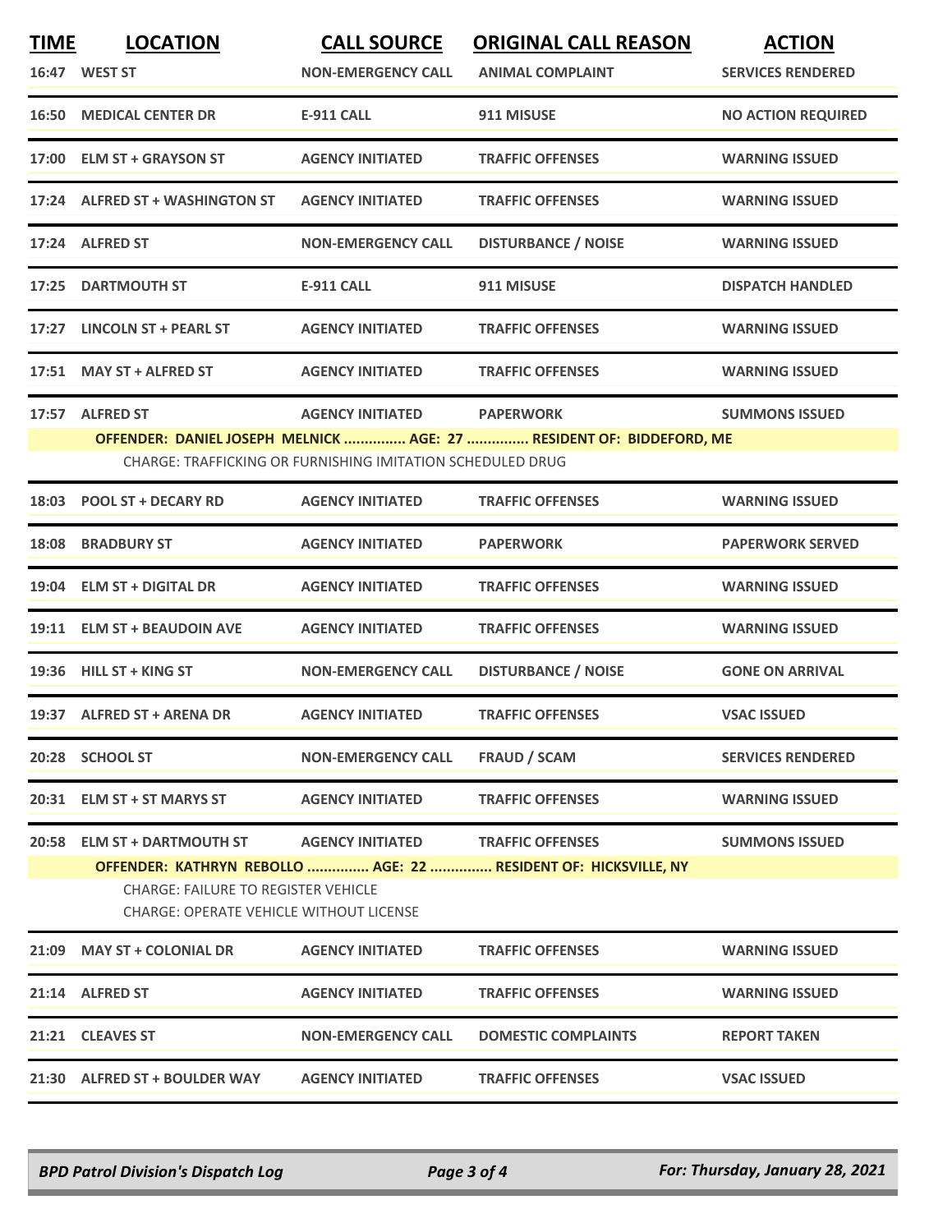| TIME | LOCATION | CALL SOURCE | ORIGINAL CALL REASON | ACTION |
|---|---|---|---|---|
| 16:47 | WEST ST | NON-EMERGENCY CALL | ANIMAL COMPLAINT | SERVICES RENDERED |
| 16:50 | MEDICAL CENTER DR | E-911 CALL | 911 MISUSE | NO ACTION REQUIRED |
| 17:00 | ELM ST + GRAYSON ST | AGENCY INITIATED | TRAFFIC OFFENSES | WARNING ISSUED |
| 17:24 | ALFRED ST + WASHINGTON ST | AGENCY INITIATED | TRAFFIC OFFENSES | WARNING ISSUED |
| 17:24 | ALFRED ST | NON-EMERGENCY CALL | DISTURBANCE / NOISE | WARNING ISSUED |
| 17:25 | DARTMOUTH ST | E-911 CALL | 911 MISUSE | DISPATCH HANDLED |
| 17:27 | LINCOLN ST + PEARL ST | AGENCY INITIATED | TRAFFIC OFFENSES | WARNING ISSUED |
| 17:51 | MAY ST + ALFRED ST | AGENCY INITIATED | TRAFFIC OFFENSES | WARNING ISSUED |
| 17:57 | ALFRED ST | AGENCY INITIATED | PAPERWORK | SUMMONS ISSUED |

OFFENDER: DANIEL JOSEPH MELNICK ............... AGE: 27 ............... RESIDENT OF: BIDDEFORD, ME

CHARGE: TRAFFICKING OR FURNISHING IMITATION SCHEDULED DRUG

| TIME | LOCATION | CALL SOURCE | ORIGINAL CALL REASON | ACTION |
|---|---|---|---|---|
| 18:03 | POOL ST + DECARY RD | AGENCY INITIATED | TRAFFIC OFFENSES | WARNING ISSUED |
| 18:08 | BRADBURY ST | AGENCY INITIATED | PAPERWORK | PAPERWORK SERVED |
| 19:04 | ELM ST + DIGITAL DR | AGENCY INITIATED | TRAFFIC OFFENSES | WARNING ISSUED |
| 19:11 | ELM ST + BEAUDOIN AVE | AGENCY INITIATED | TRAFFIC OFFENSES | WARNING ISSUED |
| 19:36 | HILL ST + KING ST | NON-EMERGENCY CALL | DISTURBANCE / NOISE | GONE ON ARRIVAL |
| 19:37 | ALFRED ST + ARENA DR | AGENCY INITIATED | TRAFFIC OFFENSES | VSAC ISSUED |
| 20:28 | SCHOOL ST | NON-EMERGENCY CALL | FRAUD / SCAM | SERVICES RENDERED |
| 20:31 | ELM ST + ST MARYS ST | AGENCY INITIATED | TRAFFIC OFFENSES | WARNING ISSUED |
| 20:58 | ELM ST + DARTMOUTH ST | AGENCY INITIATED | TRAFFIC OFFENSES | SUMMONS ISSUED |

OFFENDER: KATHRYN REBOLLO ............... AGE: 22 ............... RESIDENT OF: HICKSVILLE, NY

CHARGE: FAILURE TO REGISTER VEHICLE
CHARGE: OPERATE VEHICLE WITHOUT LICENSE

| TIME | LOCATION | CALL SOURCE | ORIGINAL CALL REASON | ACTION |
|---|---|---|---|---|
| 21:09 | MAY ST + COLONIAL DR | AGENCY INITIATED | TRAFFIC OFFENSES | WARNING ISSUED |
| 21:14 | ALFRED ST | AGENCY INITIATED | TRAFFIC OFFENSES | WARNING ISSUED |
| 21:21 | CLEAVES ST | NON-EMERGENCY CALL | DOMESTIC COMPLAINTS | REPORT TAKEN |
| 21:30 | ALFRED ST + BOULDER WAY | AGENCY INITIATED | TRAFFIC OFFENSES | VSAC ISSUED |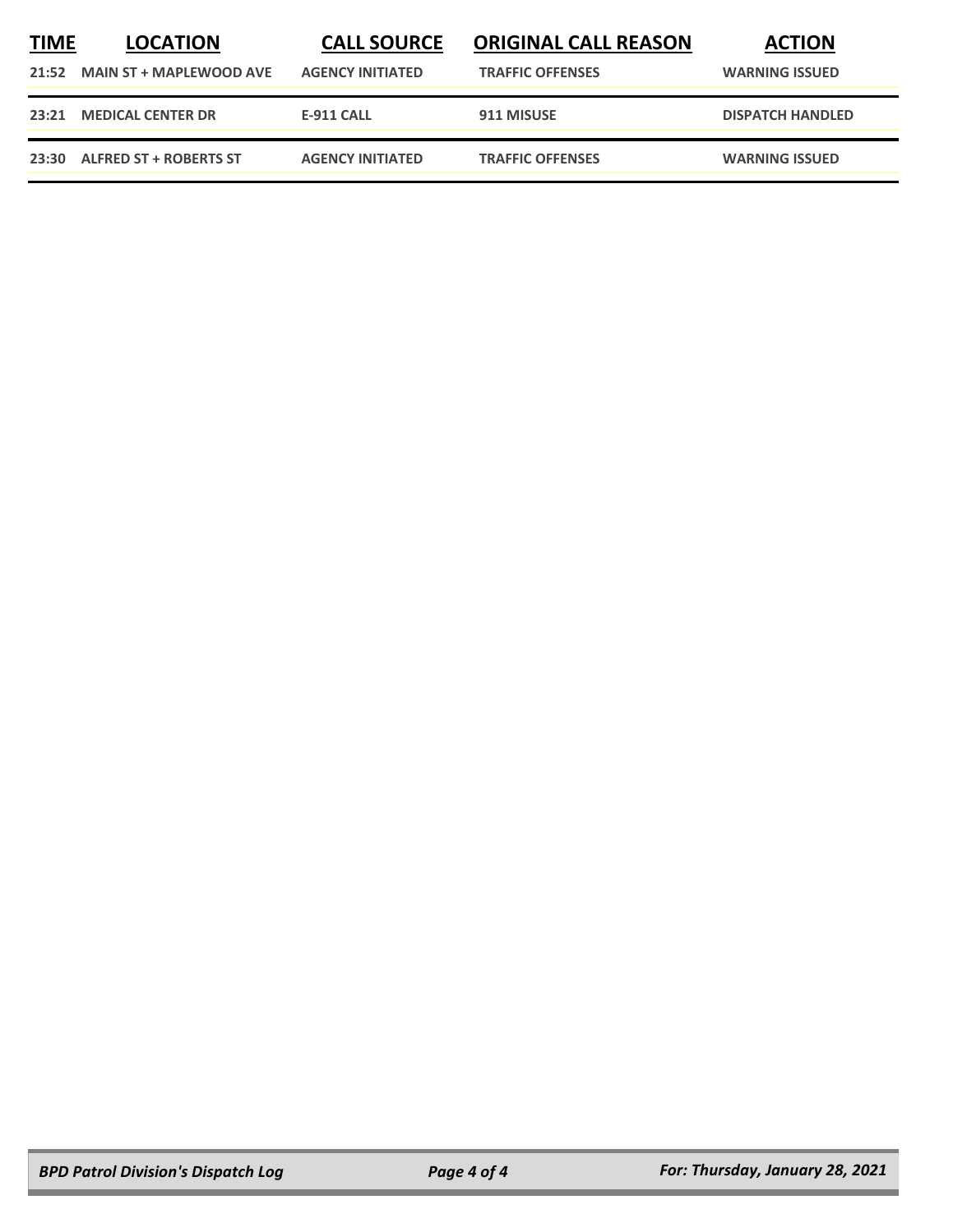| TIME | LOCATION | CALL SOURCE | ORIGINAL CALL REASON | ACTION |
|---|---|---|---|---|
| 21:52 | MAIN ST + MAPLEWOOD AVE | AGENCY INITIATED | TRAFFIC OFFENSES | WARNING ISSUED |
| 23:21 | MEDICAL CENTER DR | E-911 CALL | 911 MISUSE | DISPATCH HANDLED |
| 23:30 | ALFRED ST + ROBERTS ST | AGENCY INITIATED | TRAFFIC OFFENSES | WARNING ISSUED |